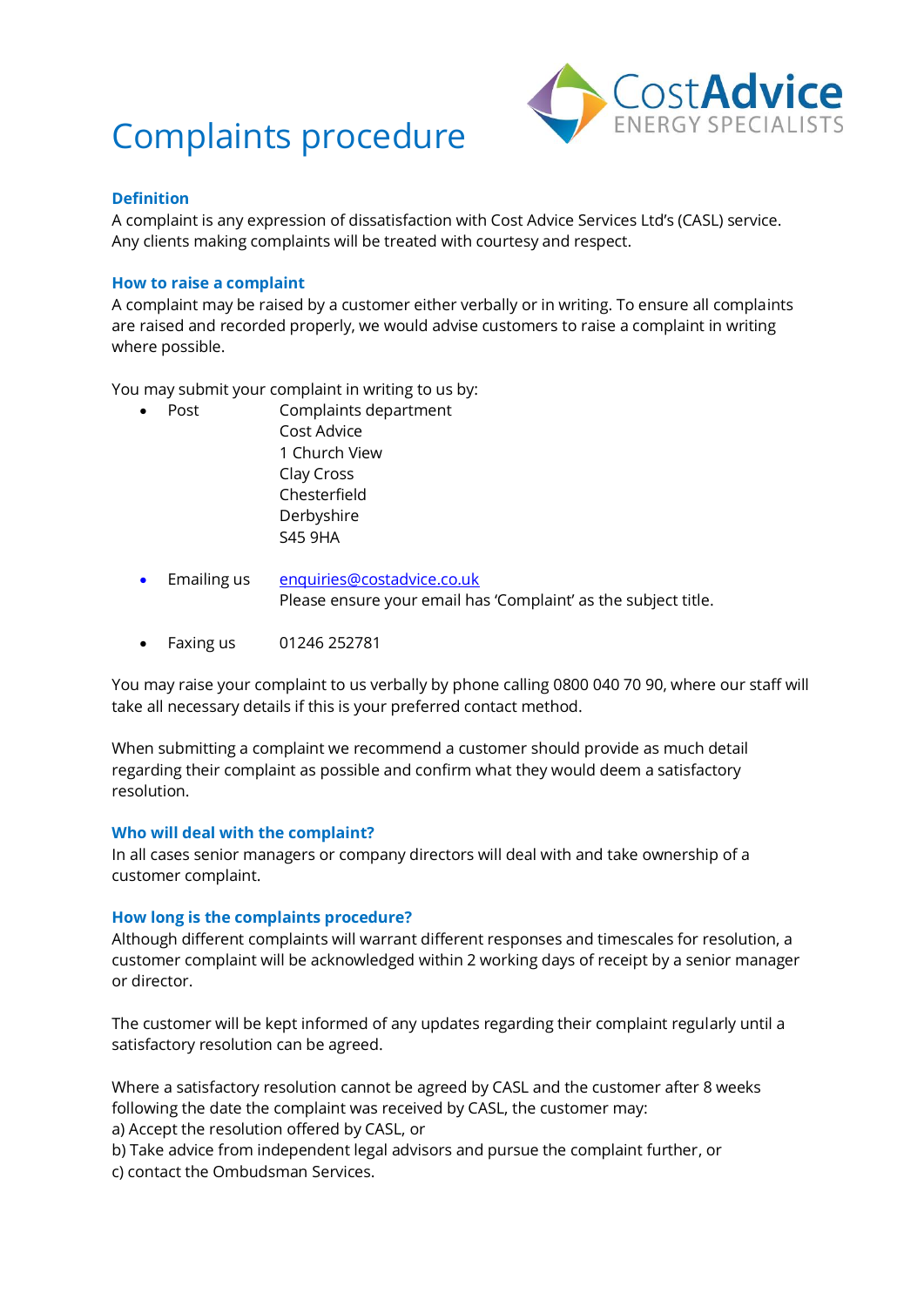# Complaints procedure

CostAdvice
ENERGY SPECIALISTS

## Definition

A complaint is any expression of dissatisfaction with Cost Advice Services Ltd's (CASL) service. Any clients making complaints will be treated with courtesy and respect.

## How to raise a complaint

A complaint may be raised by a customer either verbally or in writing. To ensure all complaints are raised and recorded properly, we would advise customers to raise a complaint in writing where possible.

You may submit your complaint in writing to us by:

- Post
  Complaints department
  Cost Advice
  1 Church View
  Clay Cross
  Chesterfield
  Derbyshire
  S45 9HA

- Emailing us
  enquiries@costadvice.co.uk
  Please ensure your email has 'Complaint' as the subject title.

- Faxing us
  01246 252781

You may raise your complaint to us verbally by phone calling 0800 040 70 90, where our staff will take all necessary details if this is your preferred contact method.

When submitting a complaint we recommend a customer should provide as much detail regarding their complaint as possible and confirm what they would deem a satisfactory resolution.

## Who will deal with the complaint?

In all cases senior managers or company directors will deal with and take ownership of a customer complaint.

## How long is the complaints procedure?

Although different complaints will warrant different responses and timescales for resolution, a customer complaint will be acknowledged within 2 working days of receipt by a senior manager or director.

The customer will be kept informed of any updates regarding their complaint regularly until a satisfactory resolution can be agreed.

Where a satisfactory resolution cannot be agreed by CASL and the customer after 8 weeks following the date the complaint was received by CASL, the customer may:
a) Accept the resolution offered by CASL, or
b) Take advice from independent legal advisors and pursue the complaint further, or
c) contact the Ombudsman Services.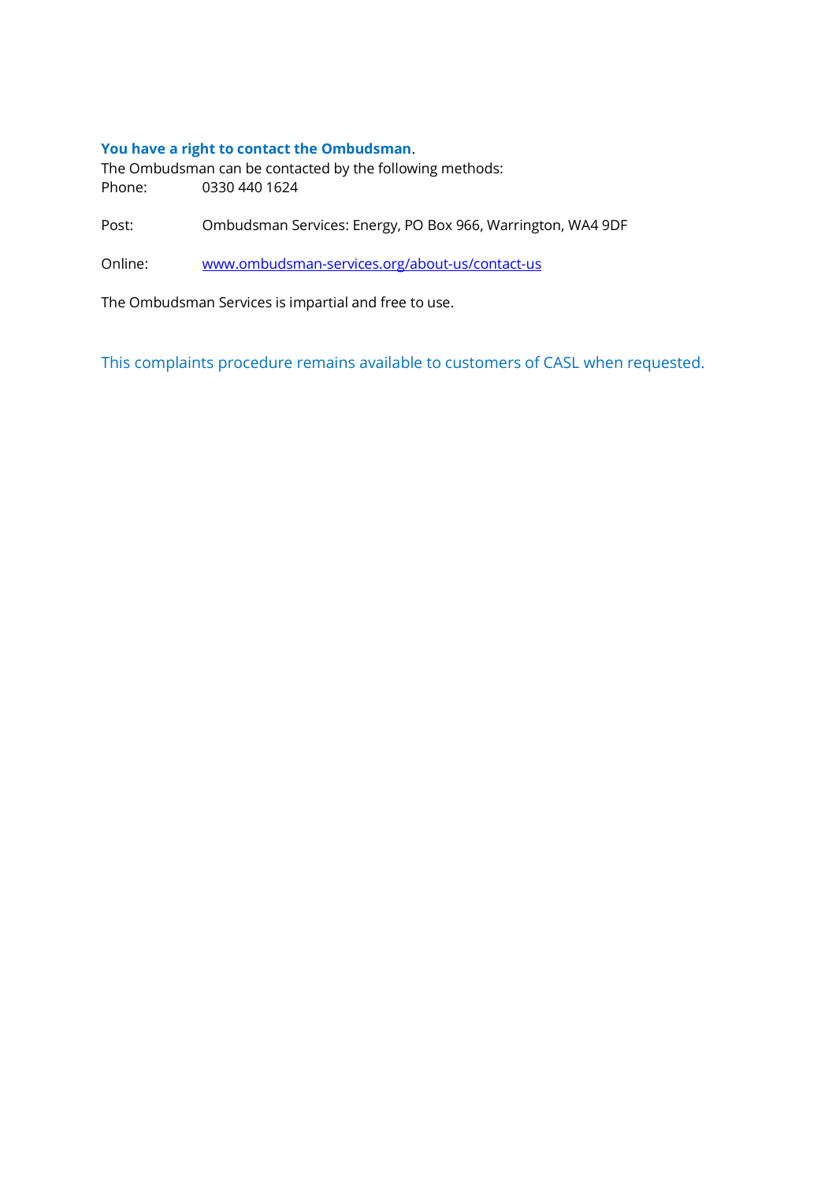**You have a right to contact the Ombudsman**.

The Ombudsman can be contacted by the following methods:

Phone: 0330 440 1624

Post: Ombudsman Services: Energy, PO Box 966, Warrington, WA4 9DF

Online: [www.ombudsman-services.org/about-us/contact-us](http://www.ombudsman-services.org/about-us/contact-us)

The Ombudsman Services is impartial and free to use.

This complaints procedure remains available to customers of CASL when requested.